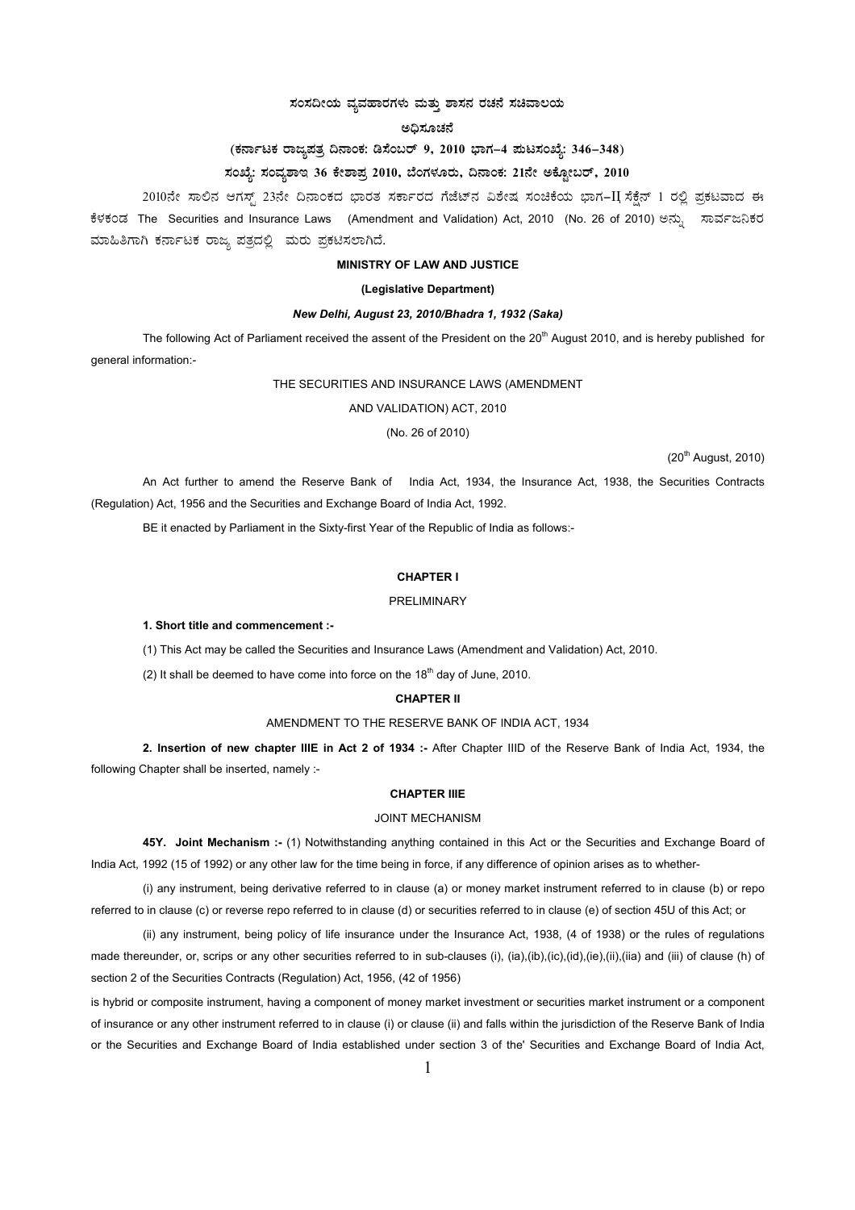**ಸಂಸದೀಯ ವ್ಯವಹಾರಗಳು ಮತ್ತು ಶಾಸನ ರಚನೆ ಸಚಿವಾಲಯ**

**ಅಧಿಸೂಚನೆ**

**(ಕರ್ನಾಟಕ ರಾಜ್ಯಪತ್ರ ದಿನಾಂಕ: ಡಿಸೆಂಬರ್ 9, 2010 ಭಾಗ–4 ಪುಟಸಂಖ್ಯೆ: 346–348)**

**ಸಂಖ್ಯೆ: ಸಂವ್ಯಶಾಇ 36 ಕೇಶಾಪ್ರ 2010, ಬೆಂಗಳೂರು, ದಿನಾಂಕ: 21ನೇ ಅಕ್ಟೋಬರ್, 2010**

2010ನೇ ಸಾಲಿನ ಆಗಸ್ಟ್ 23ನೇ ದಿನಾಂಕದ ಭಾರತ ಸರ್ಕಾರದ ಗೆಜೆಟ್‌ನ ವಿಶೇಷ ಸಂಚಿಕೆಯ ಭಾಗ–II ಸೆಕ್ಷನ್ 1 ರಲ್ಲಿ ಪ್ರಕಟವಾದ ಈ ಕೆಳಕಂಡ The Securities and Insurance Laws (Amendment and Validation) Act, 2010 (No. 26 of 2010) ಅನ್ನು ಸಾರ್ವಜನಿಕರ ಮಾಹಿತಿಗಾಗಿ ಕರ್ನಾಟಕ ರಾಜ್ಯ ಪತ್ರದಲ್ಲಿ ಮರು ಪ್ರಕಟಿಸಲಾಗಿದೆ.

**MINISTRY OF LAW AND JUSTICE**

**(Legislative Department)**

***New Delhi, August 23, 2010/Bhadra 1, 1932 (Saka)***

The following Act of Parliament received the assent of the President on the 20th August 2010, and is hereby published for general information:-

THE SECURITIES AND INSURANCE LAWS (AMENDMENT AND VALIDATION) ACT, 2010

(No. 26 of 2010)

(20th August, 2010)

An Act further to amend the Reserve Bank of India Act, 1934, the Insurance Act, 1938, the Securities Contracts (Regulation) Act, 1956 and the Securities and Exchange Board of India Act, 1992.

BE it enacted by Parliament in the Sixty-first Year of the Republic of India as follows:-

**CHAPTER I**

PRELIMINARY

**1. Short title and commencement :-**

(1) This Act may be called the Securities and Insurance Laws (Amendment and Validation) Act, 2010.

(2) It shall be deemed to have come into force on the 18th day of June, 2010.

**CHAPTER II**

AMENDMENT TO THE RESERVE BANK OF INDIA ACT, 1934

**2. Insertion of new chapter IIIE in Act 2 of 1934 :-** After Chapter IIID of the Reserve Bank of India Act, 1934, the following Chapter shall be inserted, namely :-

**CHAPTER IIIE**

JOINT MECHANISM

**45Y. Joint Mechanism :-** (1) Notwithstanding anything contained in this Act or the Securities and Exchange Board of India Act, 1992 (15 of 1992) or any other law for the time being in force, if any difference of opinion arises as to whether-

(i) any instrument, being derivative referred to in clause (a) or money market instrument referred to in clause (b) or repo referred to in clause (c) or reverse repo referred to in clause (d) or securities referred to in clause (e) of section 45U of this Act; or

(ii) any instrument, being policy of life insurance under the Insurance Act, 1938, (4 of 1938) or the rules of regulations made thereunder, or, scrips or any other securities referred to in sub-clauses (i), (ia),(ib),(ic),(id),(ie),(ii),(iia) and (iii) of clause (h) of section 2 of the Securities Contracts (Regulation) Act, 1956, (42 of 1956)

is hybrid or composite instrument, having a component of money market investment or securities market instrument or a component of insurance or any other instrument referred to in clause (i) or clause (ii) and falls within the jurisdiction of the Reserve Bank of India or the Securities and Exchange Board of India established under section 3 of the' Securities and Exchange Board of India Act,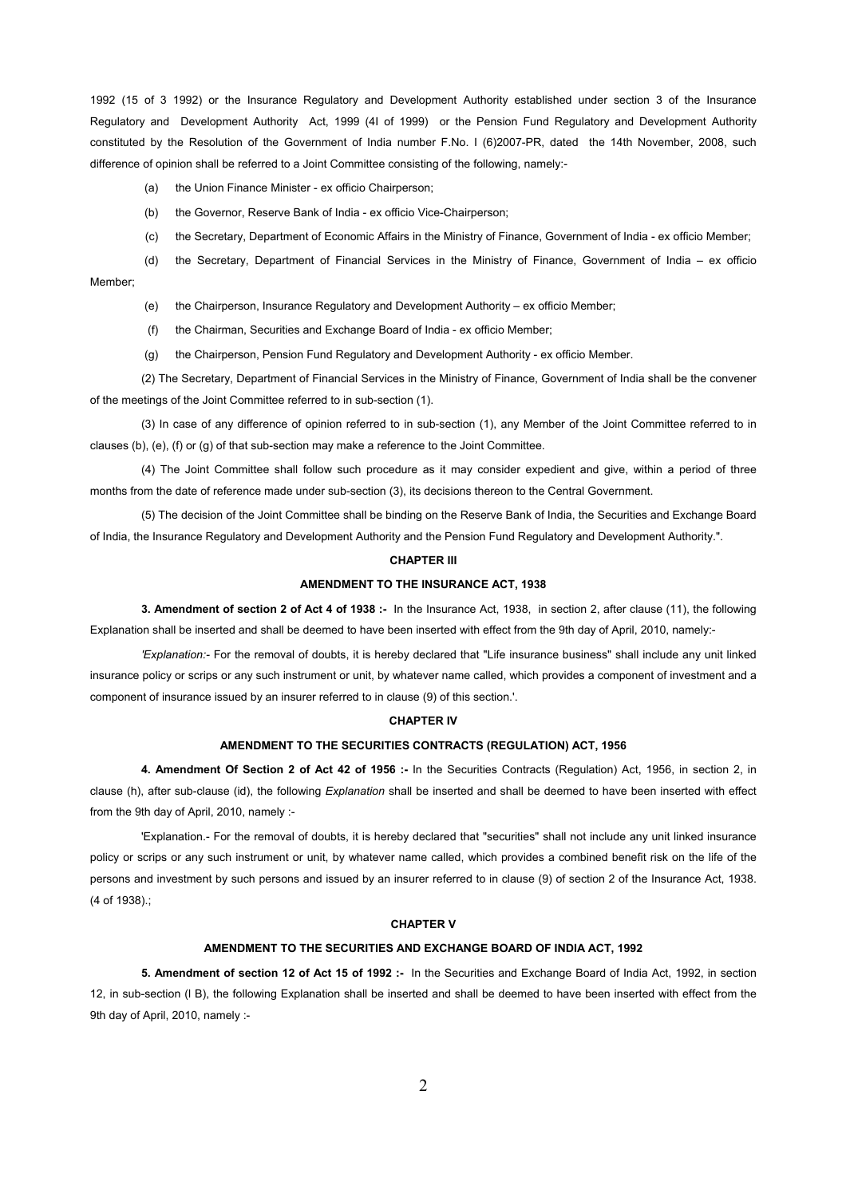1992 (15 of 3 1992) or the Insurance Regulatory and Development Authority established under section 3 of the Insurance Regulatory and Development Authority Act, 1999 (4I of 1999) or the Pension Fund Regulatory and Development Authority constituted by the Resolution of the Government of India number F.No. I (6)2007-PR, dated the 14th November, 2008, such difference of opinion shall be referred to a Joint Committee consisting of the following, namely:-

(a) the Union Finance Minister - ex officio Chairperson;

(b) the Governor, Reserve Bank of India - ex officio Vice-Chairperson;

(c) the Secretary, Department of Economic Affairs in the Ministry of Finance, Government of India - ex officio Member;

(d) the Secretary, Department of Financial Services in the Ministry of Finance, Government of India – ex officio Member;

(e) the Chairperson, Insurance Regulatory and Development Authority – ex officio Member;

(f) the Chairman, Securities and Exchange Board of India - ex officio Member;

(g) the Chairperson, Pension Fund Regulatory and Development Authority - ex officio Member.

(2) The Secretary, Department of Financial Services in the Ministry of Finance, Government of India shall be the convener of the meetings of the Joint Committee referred to in sub-section (1).

(3) In case of any difference of opinion referred to in sub-section (1), any Member of the Joint Committee referred to in clauses (b), (e), (f) or (g) of that sub-section may make a reference to the Joint Committee.

(4) The Joint Committee shall follow such procedure as it may consider expedient and give, within a period of three months from the date of reference made under sub-section (3), its decisions thereon to the Central Government.

(5) The decision of the Joint Committee shall be binding on the Reserve Bank of India, the Securities and Exchange Board of India, the Insurance Regulatory and Development Authority and the Pension Fund Regulatory and Development Authority.".

## CHAPTER III

## AMENDMENT TO THE INSURANCE ACT, 1938

**3. Amendment of section 2 of Act 4 of 1938 :-** In the Insurance Act, 1938, in section 2, after clause (11), the following Explanation shall be inserted and shall be deemed to have been inserted with effect from the 9th day of April, 2010, namely:-

*'Explanation:*- For the removal of doubts, it is hereby declared that "Life insurance business" shall include any unit linked insurance policy or scrips or any such instrument or unit, by whatever name called, which provides a component of investment and a component of insurance issued by an insurer referred to in clause (9) of this section.'.

## CHAPTER IV

## AMENDMENT TO THE SECURITIES CONTRACTS (REGULATION) ACT, 1956

**4. Amendment Of Section 2 of Act 42 of 1956 :-** In the Securities Contracts (Regulation) Act, 1956, in section 2, in clause (h), after sub-clause (id), the following *Explanation* shall be inserted and shall be deemed to have been inserted with effect from the 9th day of April, 2010, namely :-

'Explanation.- For the removal of doubts, it is hereby declared that "securities" shall not include any unit linked insurance policy or scrips or any such instrument or unit, by whatever name called, which provides a combined benefit risk on the life of the persons and investment by such persons and issued by an insurer referred to in clause (9) of section 2 of the Insurance Act, 1938. (4 of 1938).;

## CHAPTER V

## AMENDMENT TO THE SECURITIES AND EXCHANGE BOARD OF INDIA ACT, 1992

**5. Amendment of section 12 of Act 15 of 1992 :-** In the Securities and Exchange Board of India Act, 1992, in section 12, in sub-section (I B), the following Explanation shall be inserted and shall be deemed to have been inserted with effect from the 9th day of April, 2010, namely :-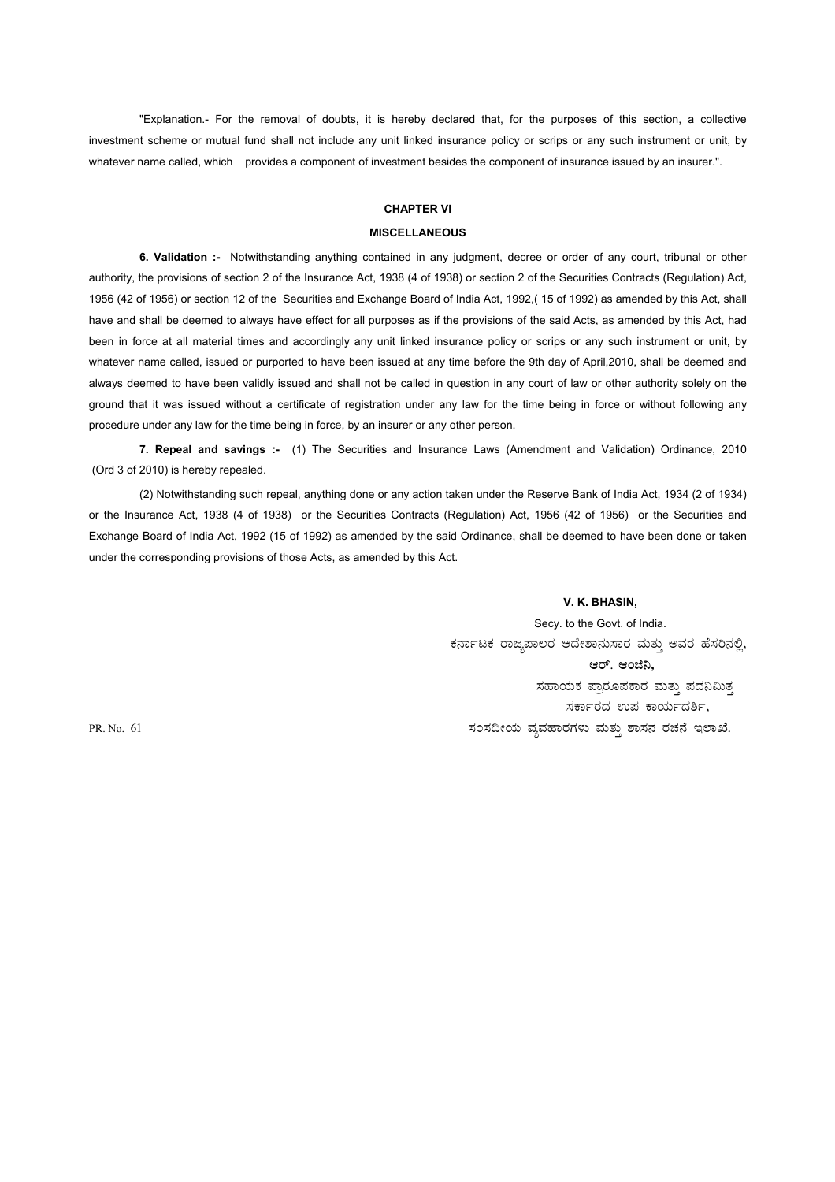"Explanation.- For the removal of doubts, it is hereby declared that, for the purposes of this section, a collective investment scheme or mutual fund shall not include any unit linked insurance policy or scrips or any such instrument or unit, by whatever name called, which provides a component of investment besides the component of insurance issued by an insurer.".

## CHAPTER VI

## MISCELLANEOUS

**6. Validation :-** Notwithstanding anything contained in any judgment, decree or order of any court, tribunal or other authority, the provisions of section 2 of the Insurance Act, 1938 (4 of 1938) or section 2 of the Securities Contracts (Regulation) Act, 1956 (42 of 1956) or section 12 of the Securities and Exchange Board of India Act, 1992,( 15 of 1992) as amended by this Act, shall have and shall be deemed to always have effect for all purposes as if the provisions of the said Acts, as amended by this Act, had been in force at all material times and accordingly any unit linked insurance policy or scrips or any such instrument or unit, by whatever name called, issued or purported to have been issued at any time before the 9th day of April,2010, shall be deemed and always deemed to have been validly issued and shall not be called in question in any court of law or other authority solely on the ground that it was issued without a certificate of registration under any law for the time being in force or without following any procedure under any law for the time being in force, by an insurer or any other person.

**7. Repeal and savings :-** (1) The Securities and Insurance Laws (Amendment and Validation) Ordinance, 2010 (Ord 3 of 2010) is hereby repealed.

(2) Notwithstanding such repeal, anything done or any action taken under the Reserve Bank of India Act, 1934 (2 of 1934) or the Insurance Act, 1938 (4 of 1938) or the Securities Contracts (Regulation) Act, 1956 (42 of 1956) or the Securities and Exchange Board of India Act, 1992 (15 of 1992) as amended by the said Ordinance, shall be deemed to have been done or taken under the corresponding provisions of those Acts, as amended by this Act.

**V. K. BHASIN,**
Secy. to the Govt. of India.

ಕರ್ನಾಟಕ ರಾಜ್ಯಪಾಲರ ಆದೇಶಾನುಸಾರ ಮತ್ತು ಅವರ ಹೆಸರಿನಲ್ಲಿ,

**ಆರ್. ಆಂಜಿನಿ,**
ಸಹಾಯಕ ಪ್ರಾರೂಪಕಾರ ಮತ್ತು ಪದನಿಮಿತ್ತ
ಸರ್ಕಾರದ ಉಪ ಕಾರ್ಯದರ್ಶಿ,
ಸಂಸದೀಯ ವ್ಯವಹಾರಗಳು ಮತ್ತು ಶಾಸನ ರಚನೆ ಇಲಾಖೆ.

PR. No. 61